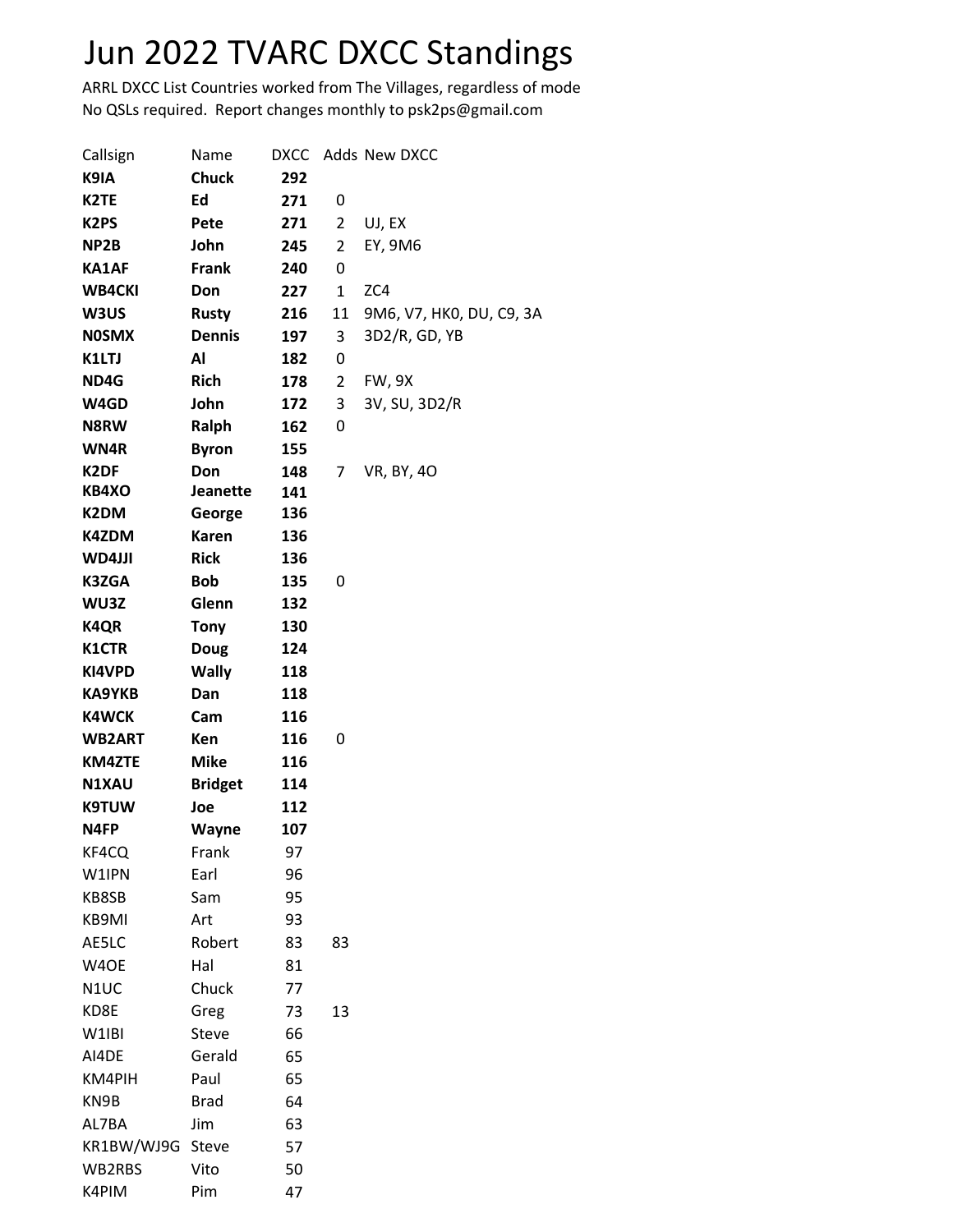# Jun 2022 TVARC DXCC Standings

ARRL DXCC List Countries worked from The Villages, regardless of mode
No QSLs required. Report changes monthly to psk2ps@gmail.com

| Callsign | Name | DXCC | Adds | New DXCC |
|---|---|---|---|---|
| **K9IA** | **Chuck** | **292** | | |
| **K2TE** | **Ed** | **271** | 0 | |
| **K2PS** | **Pete** | **271** | 2 | UJ, EX |
| **NP2B** | **John** | **245** | 2 | EY, 9M6 |
| **KA1AF** | **Frank** | **240** | 0 | |
| **WB4CKI** | **Don** | **227** | 1 | ZC4 |
| **W3US** | **Rusty** | **216** | 11 | 9M6, V7, HK0, DU, C9, 3A |
| **N0SMX** | **Dennis** | **197** | 3 | 3D2/R, GD, YB |
| **K1LTJ** | **Al** | **182** | 0 | |
| **ND4G** | **Rich** | **178** | 2 | FW, 9X |
| **W4GD** | **John** | **172** | 3 | 3V, SU, 3D2/R |
| **N8RW** | **Ralph** | **162** | 0 | |
| **WN4R** | **Byron** | **155** | | |
| **K2DF** | **Don** | **148** | 7 | VR, BY, 4O |
| **KB4XO** | **Jeanette** | **141** | | |
| **K2DM** | **George** | **136** | | |
| **K4ZDM** | **Karen** | **136** | | |
| **WD4JJI** | **Rick** | **136** | | |
| **K3ZGA** | **Bob** | **135** | 0 | |
| **WU3Z** | **Glenn** | **132** | | |
| **K4QR** | **Tony** | **130** | | |
| **K1CTR** | **Doug** | **124** | | |
| **KI4VPD** | **Wally** | **118** | | |
| **KA9YKB** | **Dan** | **118** | | |
| **K4WCK** | **Cam** | **116** | | |
| **WB2ART** | **Ken** | **116** | 0 | |
| **KM4ZTE** | **Mike** | **116** | | |
| **N1XAU** | **Bridget** | **114** | | |
| **K9TUW** | **Joe** | **112** | | |
| **N4FP** | **Wayne** | **107** | | |
| KF4CQ | Frank | 97 | | |
| W1IPN | Earl | 96 | | |
| KB8SB | Sam | 95 | | |
| KB9MI | Art | 93 | | |
| AE5LC | Robert | 83 | 83 | |
| W4OE | Hal | 81 | | |
| N1UC | Chuck | 77 | | |
| KD8E | Greg | 73 | 13 | |
| W1IBI | Steve | 66 | | |
| AI4DE | Gerald | 65 | | |
| KM4PIH | Paul | 65 | | |
| KN9B | Brad | 64 | | |
| AL7BA | Jim | 63 | | |
| KR1BW/WJ9G | Steve | 57 | | |
| WB2RBS | Vito | 50 | | |
| K4PIM | Pim | 47 | | |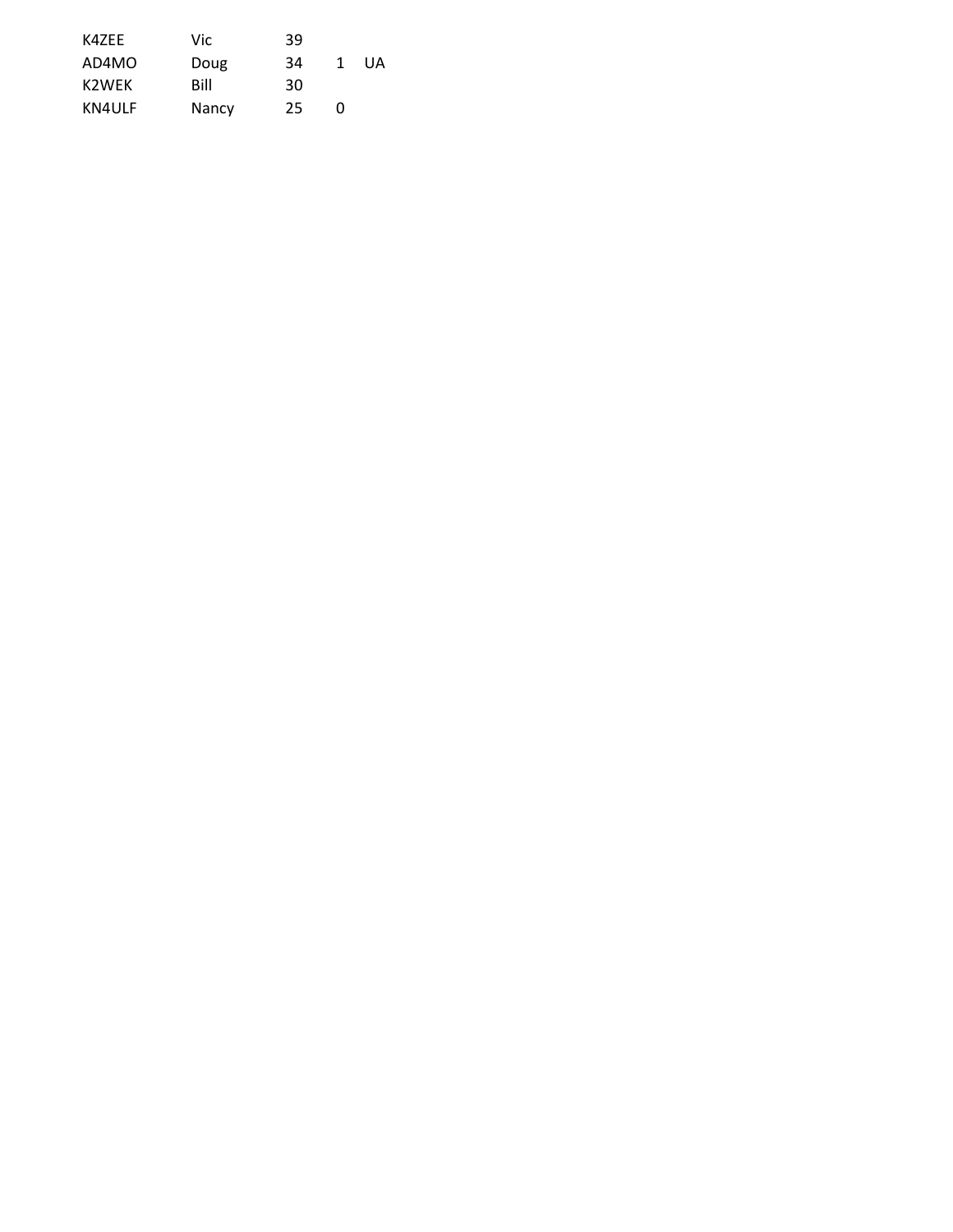| | | | | |
|---|---|---|---|---|
| K4ZEE | Vic | 39 | | |
| AD4MO | Doug | 34 | 1 | UA |
| K2WEK | Bill | 30 | | |
| KN4ULF | Nancy | 25 | 0 | |